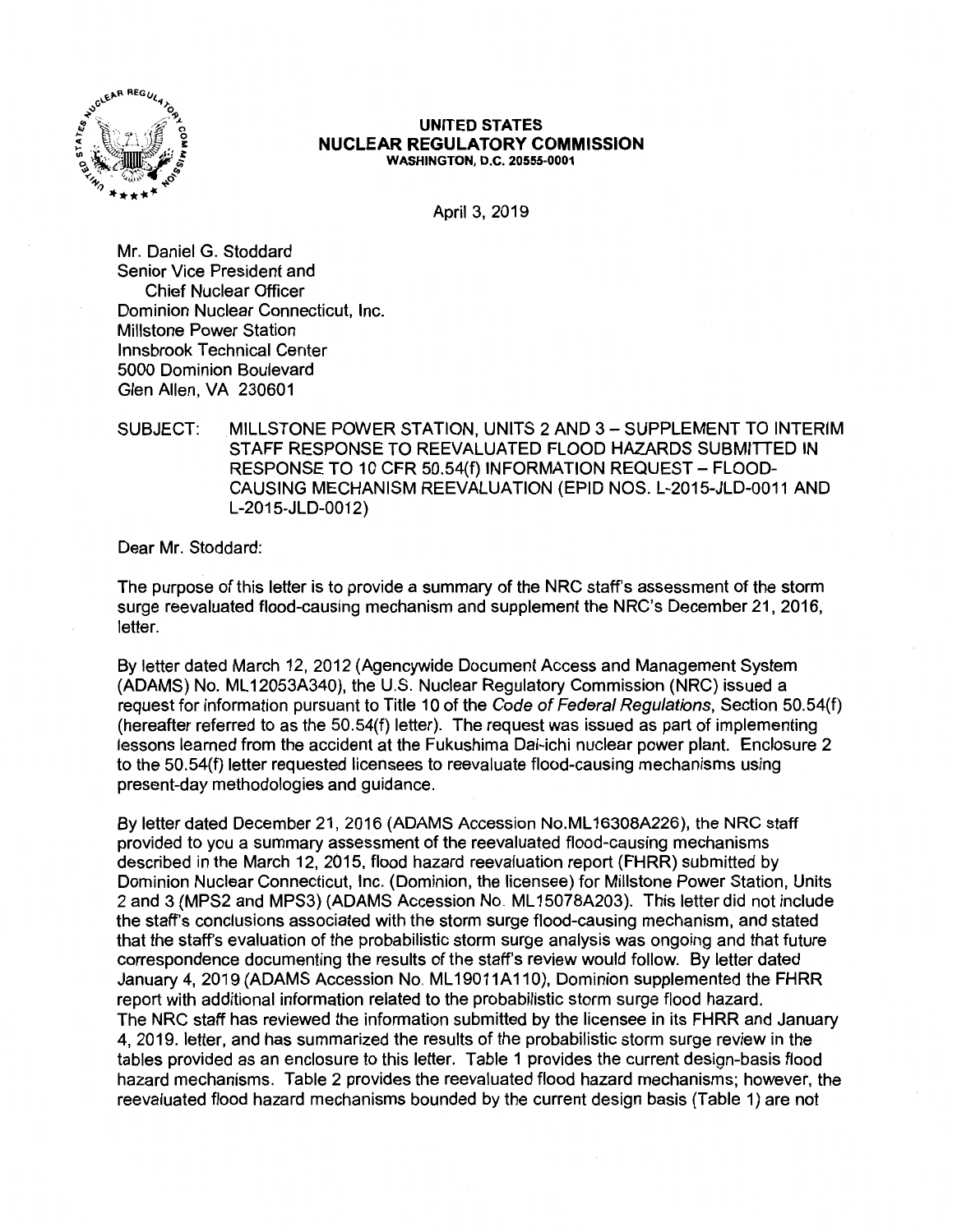**UNITED STATES**
**NUCLEAR REGULATORY COMMISSION**
WASHINGTON, D.C. 20555-0001

April 3, 2019

Mr. Daniel G. Stoddard
Senior Vice President and
Chief Nuclear Officer
Dominion Nuclear Connecticut, Inc.
Millstone Power Station
Innsbrook Technical Center
5000 Dominion Boulevard
Glen Allen, VA 230601

SUBJECT: MILLSTONE POWER STATION, UNITS 2 AND 3 – SUPPLEMENT TO INTERIM STAFF RESPONSE TO REEVALUATED FLOOD HAZARDS SUBMITTED IN RESPONSE TO 10 CFR 50.54(f) INFORMATION REQUEST – FLOOD-CAUSING MECHANISM REEVALUATION (EPID NOS. L-2015-JLD-0011 AND L-2015-JLD-0012)

Dear Mr. Stoddard:

The purpose of this letter is to provide a summary of the NRC staff's assessment of the storm surge reevaluated flood-causing mechanism and supplement the NRC's December 21, 2016, letter.

By letter dated March 12, 2012 (Agencywide Document Access and Management System (ADAMS) No. ML12053A340), the U.S. Nuclear Regulatory Commission (NRC) issued a request for information pursuant to Title 10 of the *Code of Federal Regulations*, Section 50.54(f) (hereafter referred to as the 50.54(f) letter). The request was issued as part of implementing lessons learned from the accident at the Fukushima Dai-ichi nuclear power plant. Enclosure 2 to the 50.54(f) letter requested licensees to reevaluate flood-causing mechanisms using present-day methodologies and guidance.

By letter dated December 21, 2016 (ADAMS Accession No.ML16308A226), the NRC staff provided to you a summary assessment of the reevaluated flood-causing mechanisms described in the March 12, 2015, flood hazard reevaluation report (FHRR) submitted by Dominion Nuclear Connecticut, Inc. (Dominion, the licensee) for Millstone Power Station, Units 2 and 3 (MPS2 and MPS3) (ADAMS Accession No. ML15078A203). This letter did not include the staff's conclusions associated with the storm surge flood-causing mechanism, and stated that the staff's evaluation of the probabilistic storm surge analysis was ongoing and that future correspondence documenting the results of the staff's review would follow. By letter dated January 4, 2019 (ADAMS Accession No. ML19011A110), Dominion supplemented the FHRR report with additional information related to the probabilistic storm surge flood hazard. The NRC staff has reviewed the information submitted by the licensee in its FHRR and January 4, 2019. letter, and has summarized the results of the probabilistic storm surge review in the tables provided as an enclosure to this letter. Table 1 provides the current design-basis flood hazard mechanisms. Table 2 provides the reevaluated flood hazard mechanisms; however, the reevaluated flood hazard mechanisms bounded by the current design basis (Table 1) are not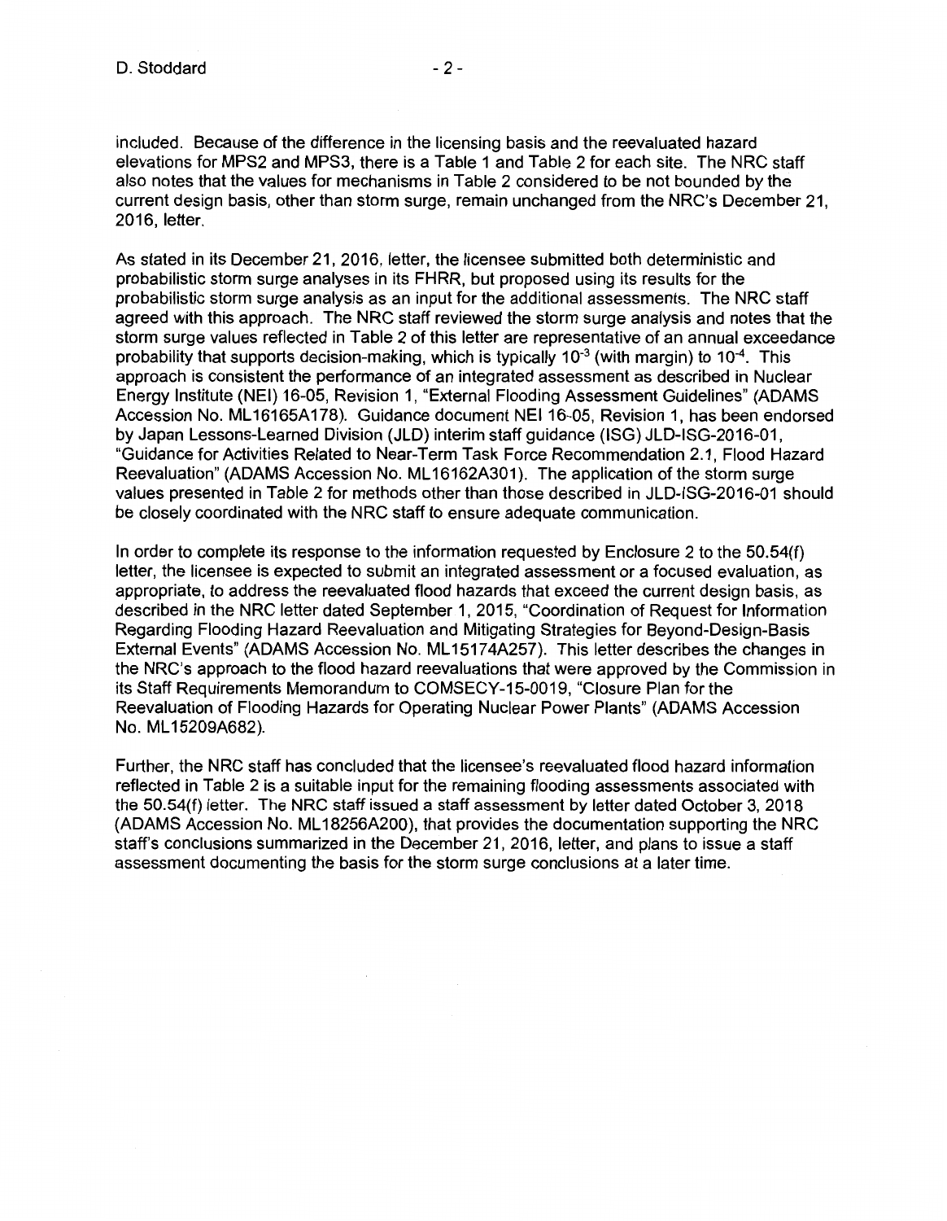included. Because of the difference in the licensing basis and the reevaluated hazard elevations for MPS2 and MPS3, there is a Table 1 and Table 2 for each site. The NRC staff also notes that the values for mechanisms in Table 2 considered to be not bounded by the current design basis, other than storm surge, remain unchanged from the NRC's December 21, 2016, letter.

As stated in its December 21, 2016, letter, the licensee submitted both deterministic and probabilistic storm surge analyses in its FHRR, but proposed using its results for the probabilistic storm surge analysis as an input for the additional assessments. The NRC staff agreed with this approach. The NRC staff reviewed the storm surge analysis and notes that the storm surge values reflected in Table 2 of this letter are representative of an annual exceedance probability that supports decision-making, which is typically $10^{-3}$ (with margin) to $10^{-4}$. This approach is consistent the performance of an integrated assessment as described in Nuclear Energy Institute (NEI) 16-05, Revision 1, "External Flooding Assessment Guidelines" (ADAMS Accession No. ML16165A178). Guidance document NEI 16-05, Revision 1, has been endorsed by Japan Lessons-Learned Division (JLD) interim staff guidance (ISG) JLD-ISG-2016-01, "Guidance for Activities Related to Near-Term Task Force Recommendation 2.1, Flood Hazard Reevaluation" (ADAMS Accession No. ML16162A301). The application of the storm surge values presented in Table 2 for methods other than those described in JLD-ISG-2016-01 should be closely coordinated with the NRC staff to ensure adequate communication.

In order to complete its response to the information requested by Enclosure 2 to the 50.54(f) letter, the licensee is expected to submit an integrated assessment or a focused evaluation, as appropriate, to address the reevaluated flood hazards that exceed the current design basis, as described in the NRC letter dated September 1, 2015, "Coordination of Request for Information Regarding Flooding Hazard Reevaluation and Mitigating Strategies for Beyond-Design-Basis External Events" (ADAMS Accession No. ML15174A257). This letter describes the changes in the NRC's approach to the flood hazard reevaluations that were approved by the Commission in its Staff Requirements Memorandum to COMSECY-15-0019, "Closure Plan for the Reevaluation of Flooding Hazards for Operating Nuclear Power Plants" (ADAMS Accession No. ML15209A682).

Further, the NRC staff has concluded that the licensee's reevaluated flood hazard information reflected in Table 2 is a suitable input for the remaining flooding assessments associated with the 50.54(f) letter. The NRC staff issued a staff assessment by letter dated October 3, 2018 (ADAMS Accession No. ML18256A200), that provides the documentation supporting the NRC staff's conclusions summarized in the December 21, 2016, letter, and plans to issue a staff assessment documenting the basis for the storm surge conclusions at a later time.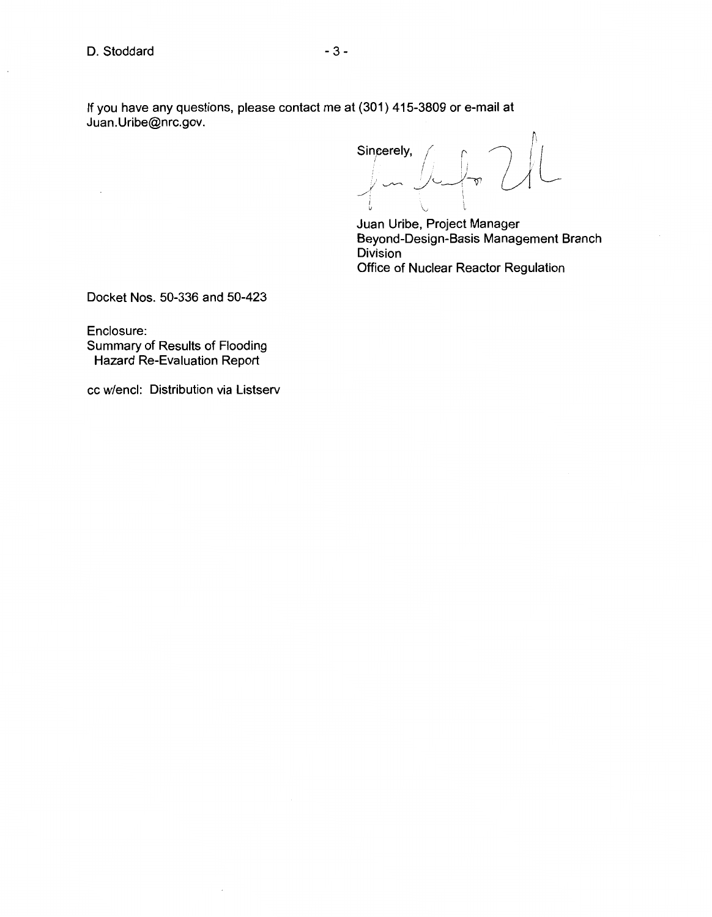If you have any questions, please contact me at (301) 415-3809 or e-mail at Juan.Uribe@nrc.gov.

Sincerely,

Juan Uribe, Project Manager
Beyond-Design-Basis Management Branch
Division
Office of Nuclear Reactor Regulation

Docket Nos. 50-336 and 50-423

Enclosure:
Summary of Results of Flooding Hazard Re-Evaluation Report

cc w/encl: Distribution via Listserv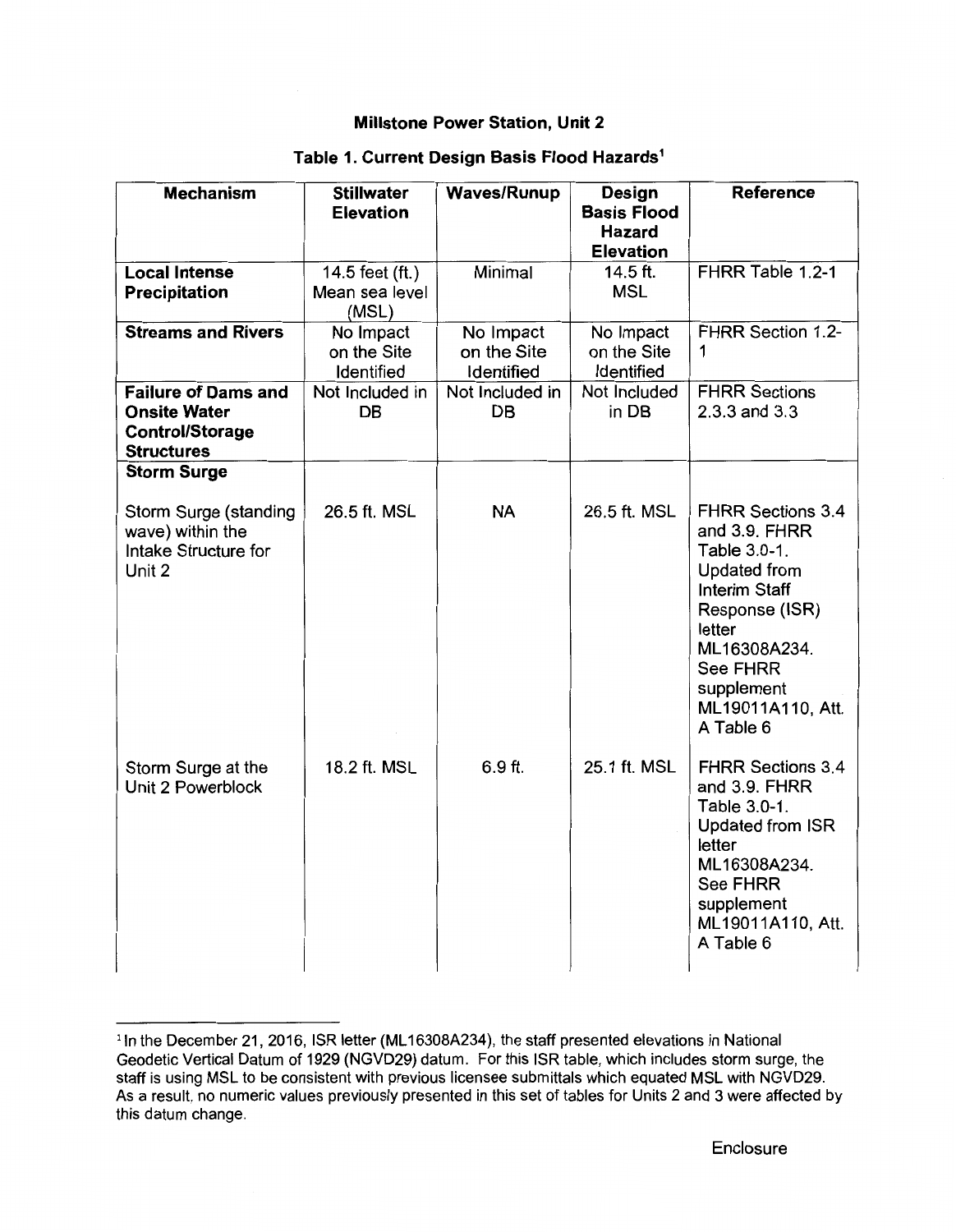**Millstone Power Station, Unit 2**

**Table 1. Current Design Basis Flood Hazards[1]**

| Mechanism | Stillwater Elevation | Waves/Runup | Design Basis Flood Hazard Elevation | Reference |
|---|---|---|---|---|
| **Local Intense Precipitation** | 14.5 feet (ft.) Mean sea level (MSL) | Minimal | 14.5 ft. MSL | FHRR Table 1.2-1 |
| **Streams and Rivers** | No Impact on the Site Identified | No Impact on the Site Identified | No Impact on the Site Identified | FHRR Section 1.2-1 |
| **Failure of Dams and Onsite Water Control/Storage Structures** | Not Included in DB | Not Included in DB | Not Included in DB | FHRR Sections 2.3.3 and 3.3 |
| **Storm Surge** | | | | |
| Storm Surge (standing wave) within the Intake Structure for Unit 2 | 26.5 ft. MSL | NA | 26.5 ft. MSL | FHRR Sections 3.4 and 3.9. FHRR Table 3.0-1. Updated from Interim Staff Response (ISR) letter ML16308A234. See FHRR supplement ML19011A110, Att. A Table 6 |
| Storm Surge at the Unit 2 Powerblock | 18.2 ft. MSL | 6.9 ft. | 25.1 ft. MSL | FHRR Sections 3.4 and 3.9. FHRR Table 3.0-1. Updated from ISR letter ML16308A234. See FHRR supplement ML19011A110, Att. A Table 6 |

[1] In the December 21, 2016, ISR letter (ML16308A234), the staff presented elevations in National Geodetic Vertical Datum of 1929 (NGVD29) datum. For this ISR table, which includes storm surge, the staff is using MSL to be consistent with previous licensee submittals which equated MSL with NGVD29. As a result, no numeric values previously presented in this set of tables for Units 2 and 3 were affected by this datum change.

Enclosure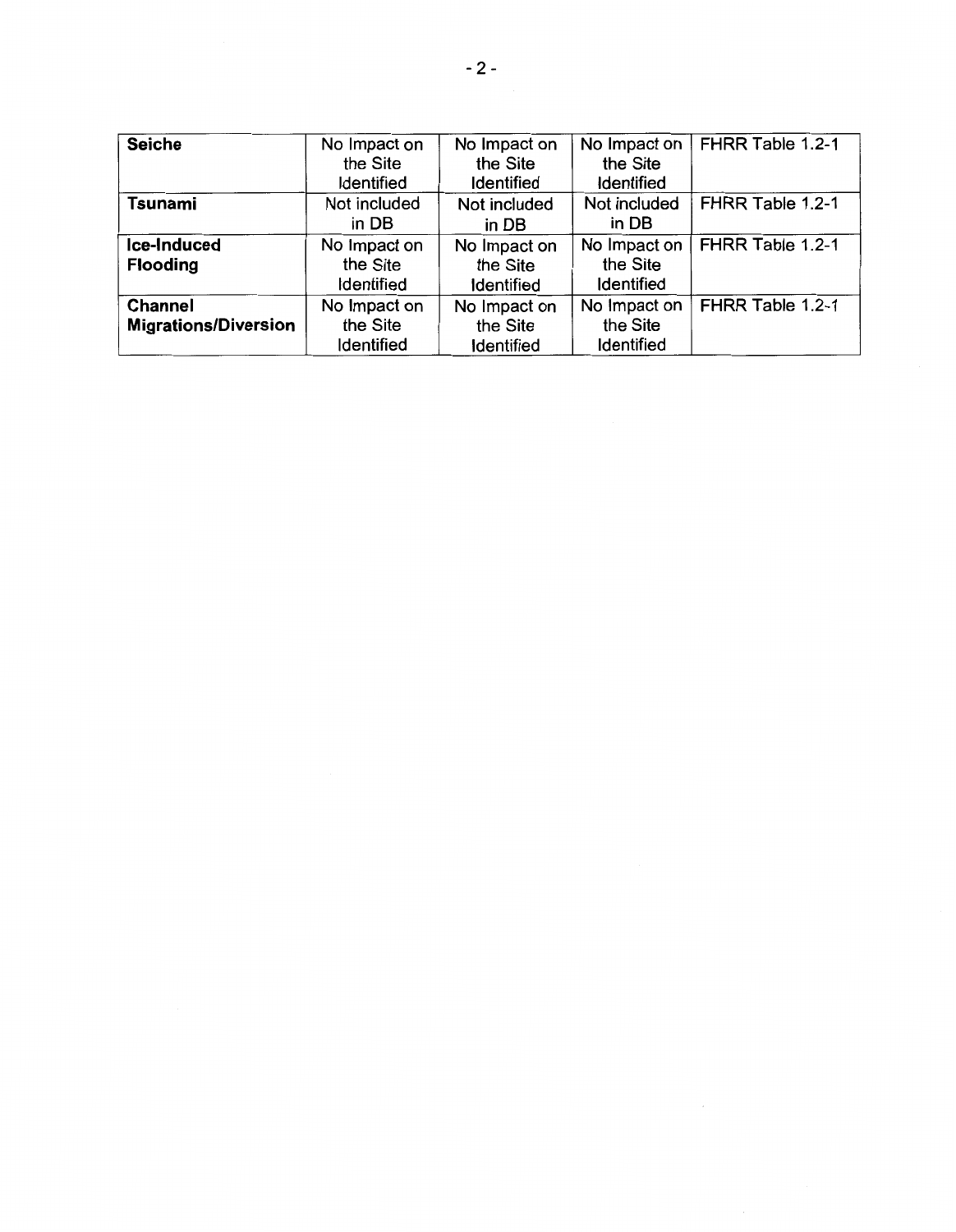| | | | | |
|---|---|---|---|---|
| **Seiche** | No Impact on the Site Identified | No Impact on the Site Identified | No Impact on the Site Identified | FHRR Table 1.2-1 |
| **Tsunami** | Not included in DB | Not included in DB | Not included in DB | FHRR Table 1.2-1 |
| **Ice-Induced Flooding** | No Impact on the Site Identified | No Impact on the Site Identified | No Impact on the Site Identified | FHRR Table 1.2-1 |
| **Channel Migrations/Diversion** | No Impact on the Site Identified | No Impact on the Site Identified | No Impact on the Site Identified | FHRR Table 1.2-1 |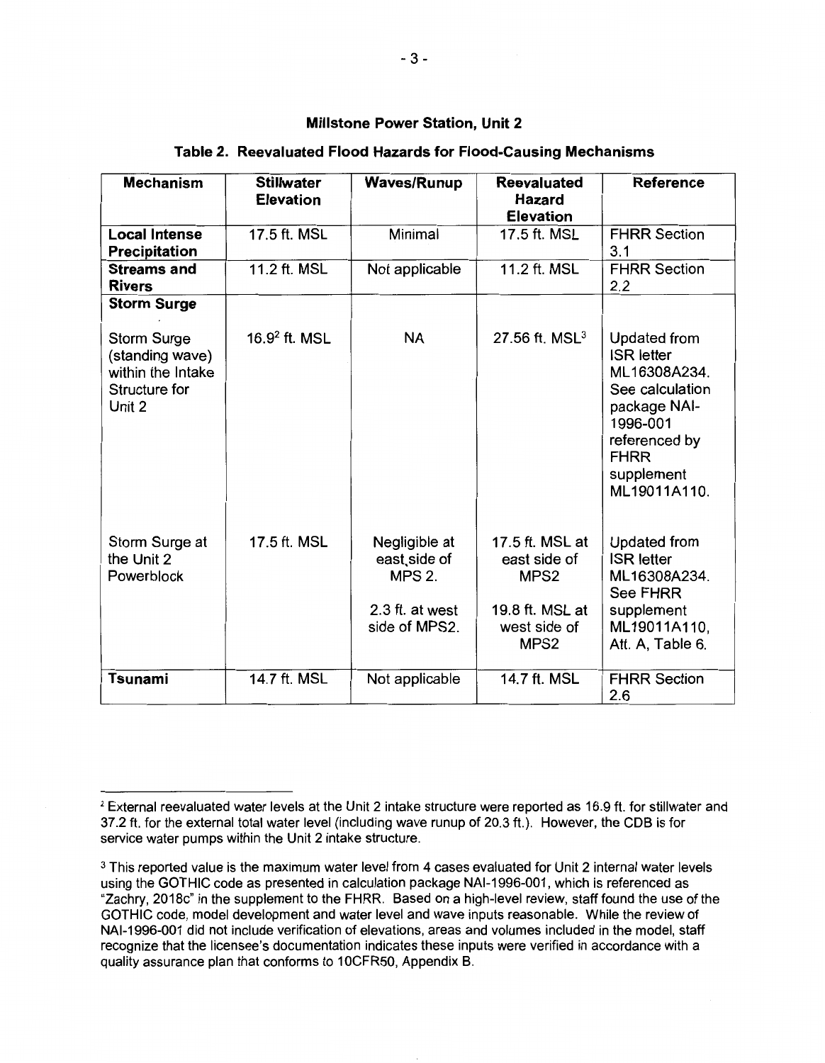**Millstone Power Station, Unit 2**

**Table 2. Reevaluated Flood Hazards for Flood-Causing Mechanisms**

| Mechanism | Stillwater Elevation | Waves/Runup | Reevaluated Hazard Elevation | Reference |
|---|---|---|---|---|
| **Local Intense Precipitation** | 17.5 ft. MSL | Minimal | 17.5 ft. MSL | FHRR Section 3.1 |
| **Streams and Rivers** | 11.2 ft. MSL | Not applicable | 11.2 ft. MSL | FHRR Section 2.2 |
| **Storm Surge** | | | | |
| Storm Surge (standing wave) within the Intake Structure for Unit 2 | 16.9[2] ft. MSL | NA | 27.56 ft. MSL[3] | Updated from ISR letter ML16308A234. See calculation package NAI-1996-001 referenced by FHRR supplement ML19011A110. |
| Storm Surge at the Unit 2 Powerblock | 17.5 ft. MSL | Negligible at east side of MPS 2.<br><br>2.3 ft. at west side of MPS2. | 17.5 ft. MSL at east side of MPS2<br><br>19.8 ft. MSL at west side of MPS2 | Updated from ISR letter ML16308A234. See FHRR supplement ML19011A110, Att. A, Table 6. |
| **Tsunami** | 14.7 ft. MSL | Not applicable | 14.7 ft. MSL | FHRR Section 2.6 |

[2] External reevaluated water levels at the Unit 2 intake structure were reported as 16.9 ft. for stillwater and 37.2 ft. for the external total water level (including wave runup of 20.3 ft.). However, the CDB is for service water pumps within the Unit 2 intake structure.

[3] This reported value is the maximum water level from 4 cases evaluated for Unit 2 internal water levels using the GOTHIC code as presented in calculation package NAI-1996-001, which is referenced as "Zachry, 2018c" in the supplement to the FHRR. Based on a high-level review, staff found the use of the GOTHIC code, model development and water level and wave inputs reasonable. While the review of NAI-1996-001 did not include verification of elevations, areas and volumes included in the model, staff recognize that the licensee's documentation indicates these inputs were verified in accordance with a quality assurance plan that conforms to 10CFR50, Appendix B.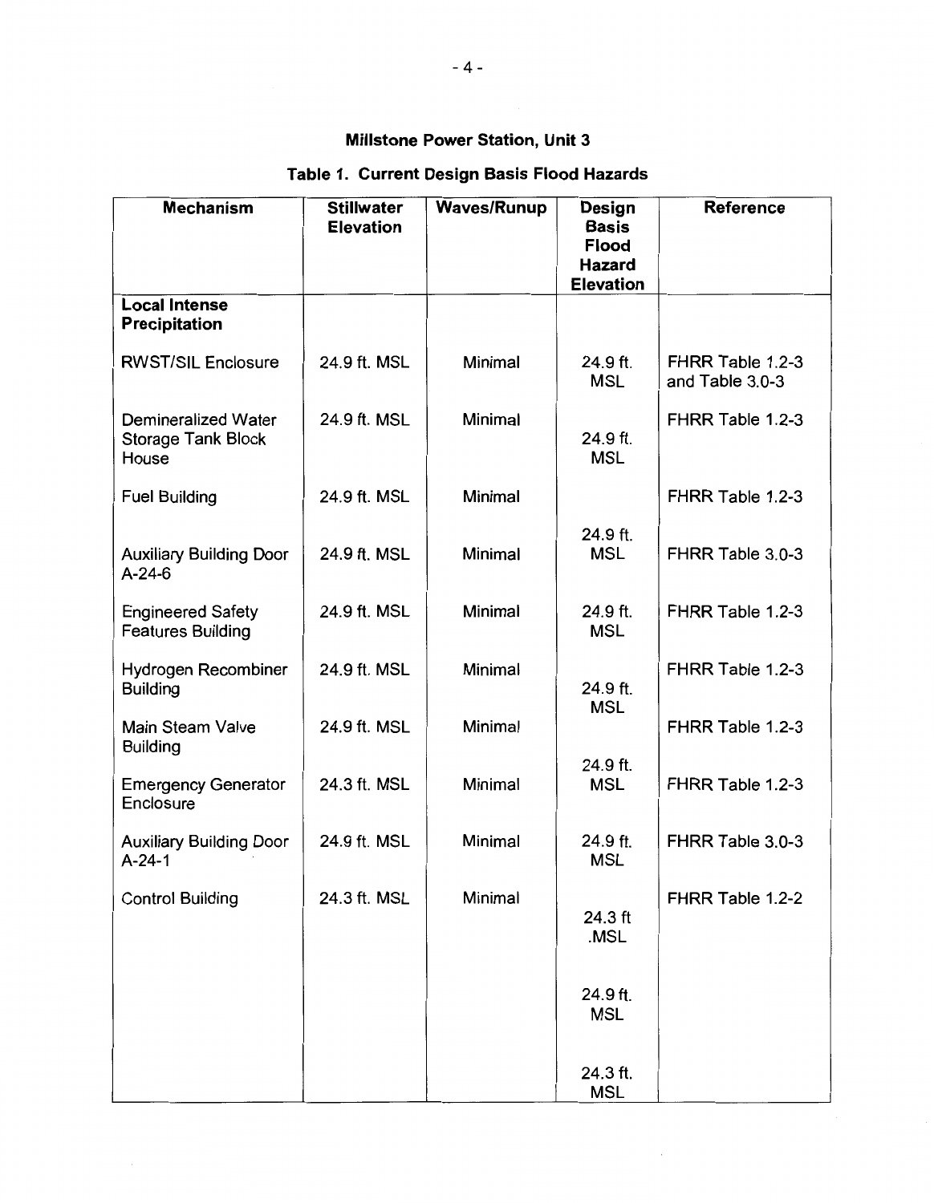## Millstone Power Station, Unit 3

### Table 1. Current Design Basis Flood Hazards

| Mechanism | Stillwater Elevation | Waves/Runup | Design Basis Flood Hazard Elevation | Reference |
|---|---|---|---|---|
| **Local Intense Precipitation** | | | | |
| RWST/SIL Enclosure | 24.9 ft. MSL | Minimal | 24.9 ft. MSL | FHRR Table 1.2-3 and Table 3.0-3 |
| Demineralized Water Storage Tank Block House | 24.9 ft. MSL | Minimal | 24.9 ft. MSL | FHRR Table 1.2-3 |
| Fuel Building | 24.9 ft. MSL | Minimal | 24.9 ft. MSL | FHRR Table 1.2-3 |
| Auxiliary Building Door A-24-6 | 24.9 ft. MSL | Minimal | 24.9 ft. MSL | FHRR Table 3.0-3 |
| Engineered Safety Features Building | 24.9 ft. MSL | Minimal | 24.9 ft. MSL | FHRR Table 1.2-3 |
| Hydrogen Recombiner Building | 24.9 ft. MSL | Minimal | 24.9 ft. MSL | FHRR Table 1.2-3 |
| Main Steam Valve Building | 24.9 ft. MSL | Minimal | 24.9 ft. MSL | FHRR Table 1.2-3 |
| Emergency Generator Enclosure | 24.3 ft. MSL | Minimal | 24.3 ft .MSL | FHRR Table 1.2-3 |
| Auxiliary Building Door A-24-1 | 24.9 ft. MSL | Minimal | 24.9 ft. MSL | FHRR Table 3.0-3 |
| Control Building | 24.3 ft. MSL | Minimal | 24.3 ft. MSL | FHRR Table 1.2-2 |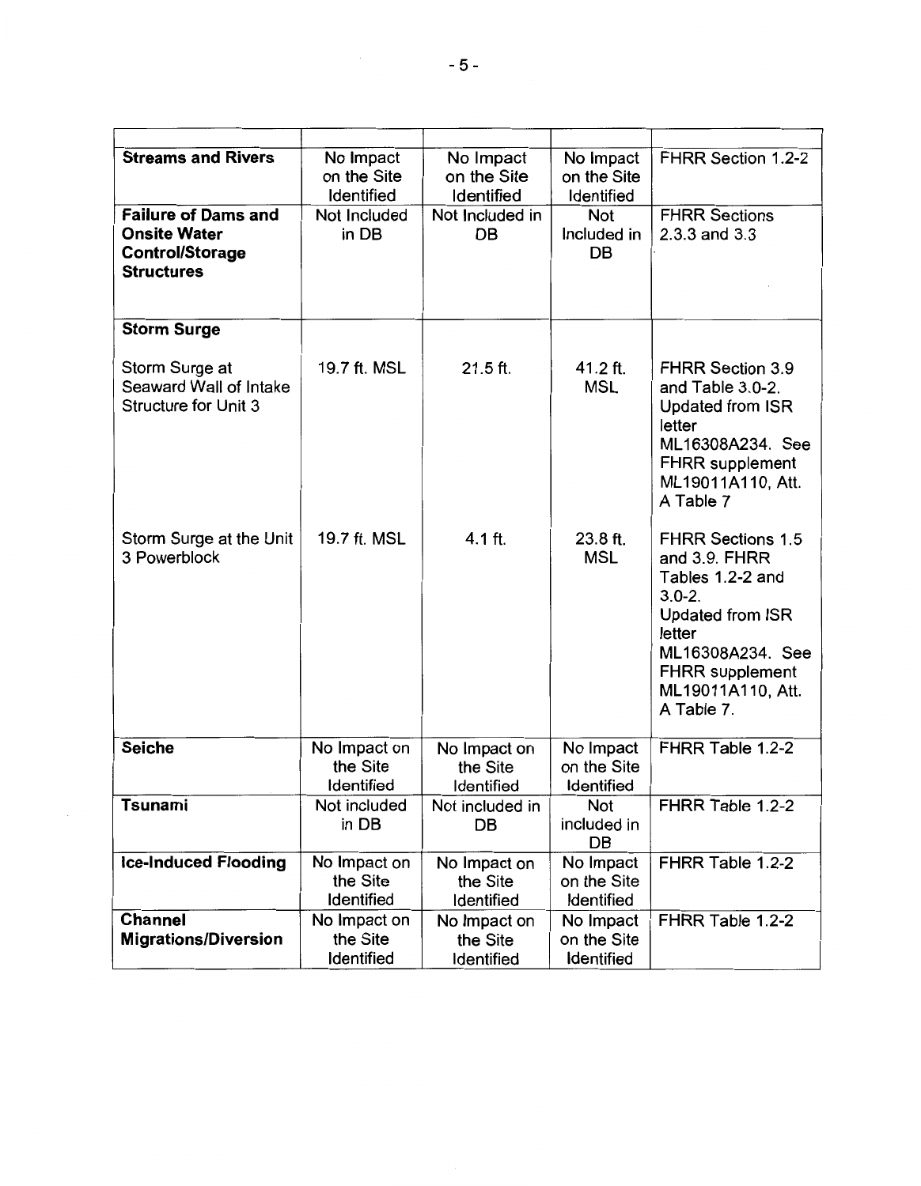| | | | | |
|---|---|---|---|---|
| **Streams and Rivers** | No Impact on the Site Identified | No Impact on the Site Identified | No Impact on the Site Identified | FHRR Section 1.2-2 |
| **Failure of Dams and Onsite Water Control/Storage Structures** | Not Included in DB | Not Included in DB | Not Included in DB | FHRR Sections 2.3.3 and 3.3 |
| **Storm Surge** | | | | |
| Storm Surge at Seaward Wall of Intake Structure for Unit 3 | 19.7 ft. MSL | 21.5 ft. | 41.2 ft. MSL | FHRR Section 3.9 and Table 3.0-2. Updated from ISR letter ML16308A234. See FHRR supplement ML19011A110, Att. A Table 7 |
| Storm Surge at the Unit 3 Powerblock | 19.7 ft. MSL | 4.1 ft. | 23.8 ft. MSL | FHRR Sections 1.5 and 3.9. FHRR Tables 1.2-2 and 3.0-2. Updated from ISR letter ML16308A234. See FHRR supplement ML19011A110, Att. A Table 7. |
| **Seiche** | No Impact on the Site Identified | No Impact on the Site Identified | No Impact on the Site Identified | FHRR Table 1.2-2 |
| **Tsunami** | Not included in DB | Not included in DB | Not included in DB | FHRR Table 1.2-2 |
| **Ice-Induced Flooding** | No Impact on the Site Identified | No Impact on the Site Identified | No Impact on the Site Identified | FHRR Table 1.2-2 |
| **Channel Migrations/Diversion** | No Impact on the Site Identified | No Impact on the Site Identified | No Impact on the Site Identified | FHRR Table 1.2-2 |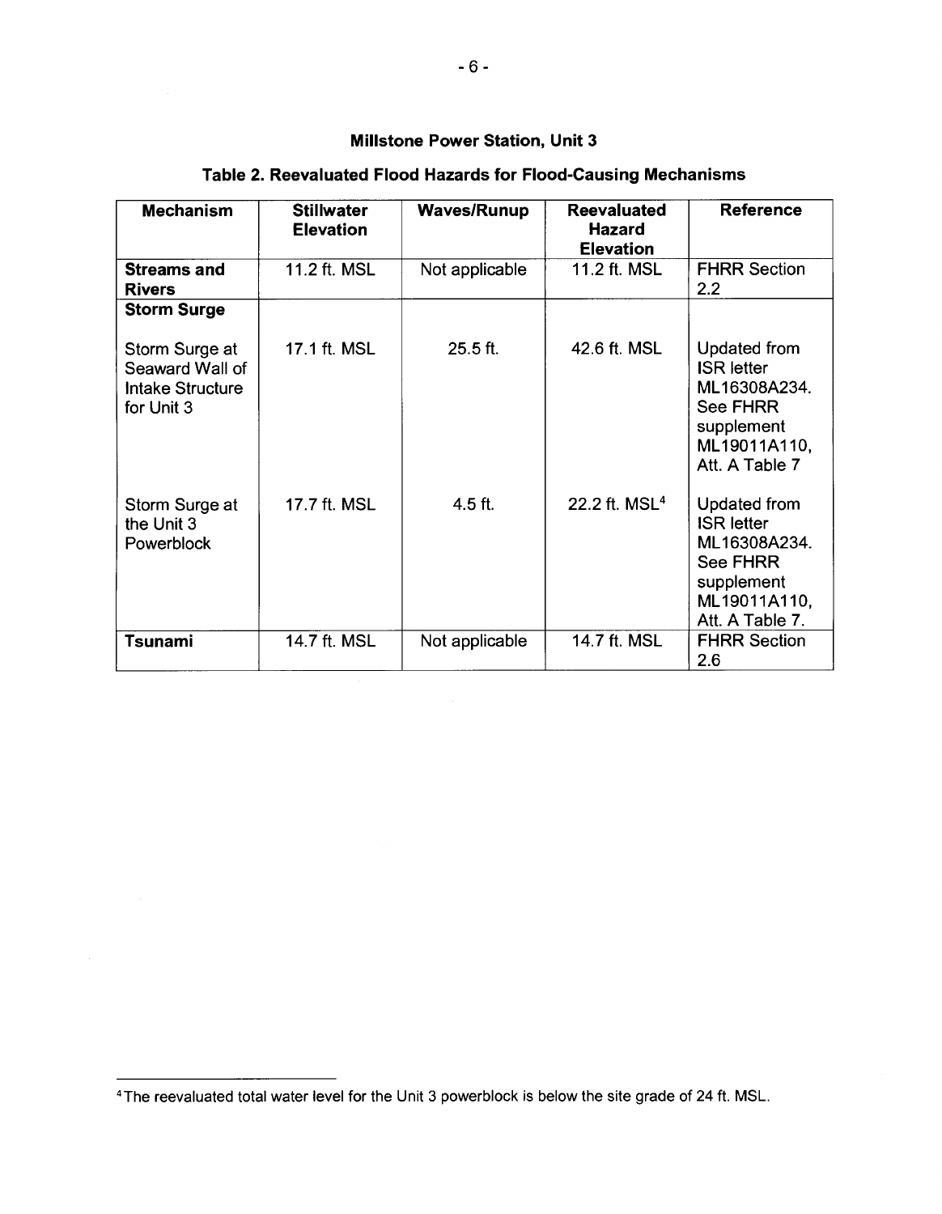**Millstone Power Station, Unit 3**

**Table 2. Reevaluated Flood Hazards for Flood-Causing Mechanisms**

| Mechanism | Stillwater Elevation | Waves/Runup | Reevaluated Hazard Elevation | Reference |
|---|---|---|---|---|
| **Streams and Rivers** | 11.2 ft. MSL | Not applicable | 11.2 ft. MSL | FHRR Section 2.2 |
| **Storm Surge** | | | | |
| Storm Surge at Seaward Wall of Intake Structure for Unit 3 | 17.1 ft. MSL | 25.5 ft. | 42.6 ft. MSL | Updated from ISR letter ML16308A234. See FHRR supplement ML19011A110, Att. A Table 7 |
| Storm Surge at the Unit 3 Powerblock | 17.7 ft. MSL | 4.5 ft. | 22.2 ft. MSL[4] | Updated from ISR letter ML16308A234. See FHRR supplement ML19011A110, Att. A Table 7. |
| **Tsunami** | 14.7 ft. MSL | Not applicable | 14.7 ft. MSL | FHRR Section 2.6 |

[4] The reevaluated total water level for the Unit 3 powerblock is below the site grade of 24 ft. MSL.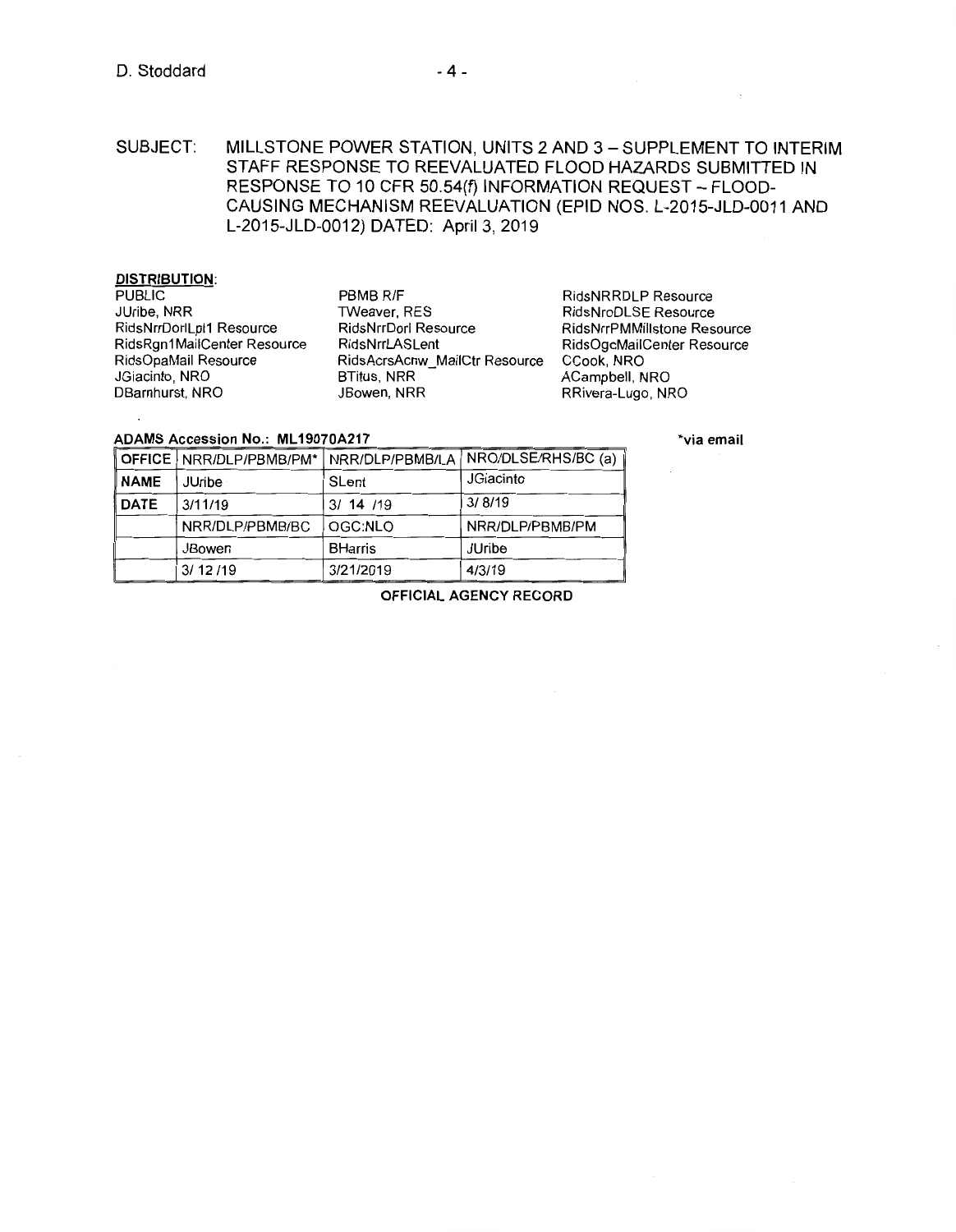SUBJECT: MILLSTONE POWER STATION, UNITS 2 AND 3 – SUPPLEMENT TO INTERIM STAFF RESPONSE TO REEVALUATED FLOOD HAZARDS SUBMITTED IN RESPONSE TO 10 CFR 50.54(f) INFORMATION REQUEST – FLOOD-CAUSING MECHANISM REEVALUATION (EPID NOS. L-2015-JLD-0011 AND L-2015-JLD-0012) DATED: April 3, 2019

**DISTRIBUTION**:

PUBLIC
JUribe, NRR
RidsNrrDorlLpl1 Resource
RidsRgn1MailCenter Resource
RidsOpaMail Resource
JGiacinto, NRO
DBarnhurst, NRO
PBMB R/F
TWeaver, RES
RidsNrrDorl Resource
RidsNrrLASLent
RidsAcrsAcnw_MailCtr Resource
BTitus, NRR
JBowen, NRR
RidsNRRDLP Resource
RidsNroDLSE Resource
RidsNrrPMMillstone Resource
RidsOgcMailCenter Resource
CCook, NRO
ACampbell, NRO
RRivera-Lugo, NRO

**ADAMS Accession No.: ML19070A217** *via email

| OFFICE | NRR/DLP/PBMB/PM* | NRR/DLP/PBMB/LA | NRO/DLSE/RHS/BC (a) |
|---|---|---|---|
| **NAME** | JUribe | SLent | JGiacinto |
| **DATE** | 3/11/19 | 3/ 14 /19 | 3/ 8/19 |
| | NRR/DLP/PBMB/BC | OGC:NLO | NRR/DLP/PBMB/PM |
| | JBowen | BHarris | JUribe |
| | 3/ 12 /19 | 3/21/2019 | 4/3/19 |

**OFFICIAL AGENCY RECORD**